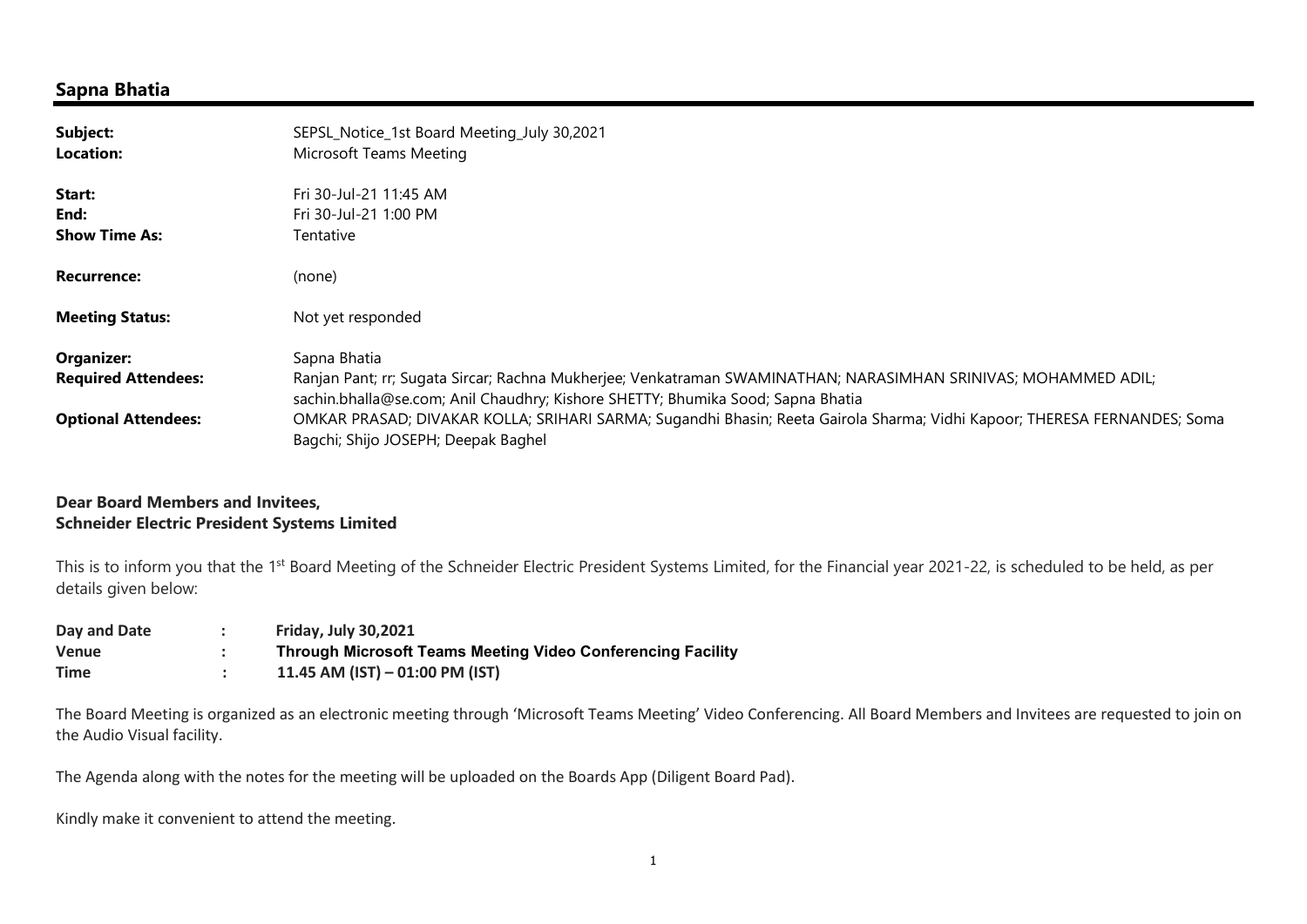## Sapna Bhatia

| | |
|---|---|
| **Subject:** | SEPSL_Notice_1st Board Meeting_July 30,2021 |
| **Location:** | Microsoft Teams Meeting |
| **Start:** | Fri 30-Jul-21 11:45 AM |
| **End:** | Fri 30-Jul-21 1:00 PM |
| **Show Time As:** | Tentative |
| **Recurrence:** | (none) |
| **Meeting Status:** | Not yet responded |
| **Organizer:** | Sapna Bhatia |
| **Required Attendees:** | Ranjan Pant; rr; Sugata Sircar; Rachna Mukherjee; Venkatraman SWAMINATHAN; NARASIMHAN SRINIVAS; MOHAMMED ADIL; sachin.bhalla@se.com; Anil Chaudhry; Kishore SHETTY; Bhumika Sood; Sapna Bhatia |
| **Optional Attendees:** | OMKAR PRASAD; DIVAKAR KOLLA; SRIHARI SARMA; Sugandhi Bhasin; Reeta Gairola Sharma; Vidhi Kapoor; THERESA FERNANDES; Soma Bagchi; Shijo JOSEPH; Deepak Baghel |

**Dear Board Members and Invitees,**
**Schneider Electric President Systems Limited**

This is to inform you that the 1st Board Meeting of the Schneider Electric President Systems Limited, for the Financial year 2021-22, is scheduled to be held, as per details given below:

| | | |
|---|---|---|
| **Day and Date** | : | **Friday, July 30,2021** |
| **Venue** | : | **Through Microsoft Teams Meeting Video Conferencing Facility** |
| **Time** | : | **11.45 AM (IST) – 01:00 PM (IST)** |

The Board Meeting is organized as an electronic meeting through 'Microsoft Teams Meeting' Video Conferencing. All Board Members and Invitees are requested to join on the Audio Visual facility.

The Agenda along with the notes for the meeting will be uploaded on the Boards App (Diligent Board Pad).

Kindly make it convenient to attend the meeting.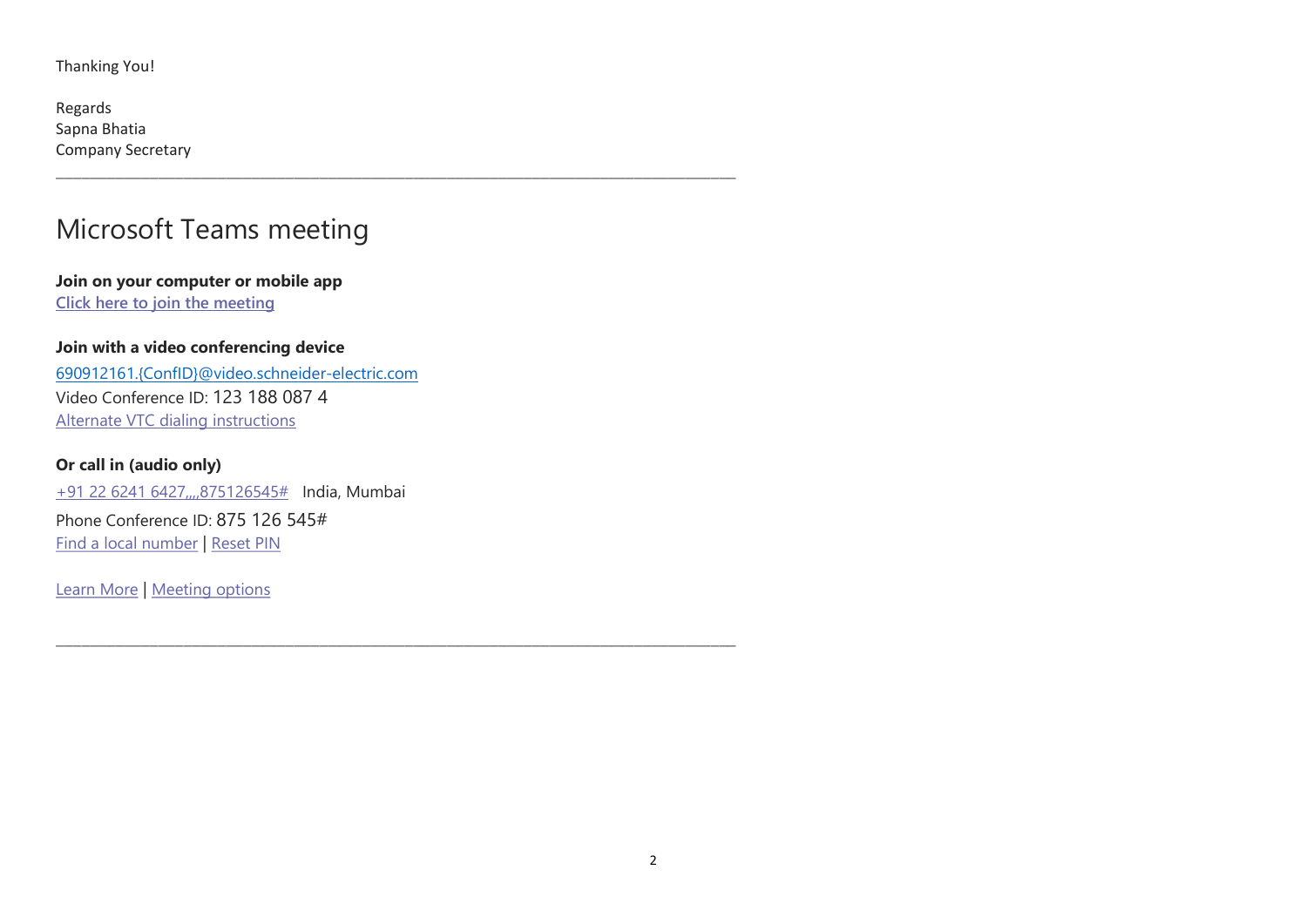Thanking You!

Regards
Sapna Bhatia
Company Secretary

---

# Microsoft Teams meeting

**Join on your computer or mobile app**
Click here to join the meeting

**Join with a video conferencing device**
690912161.{ConfID}@video.schneider-electric.com
Video Conference ID: 123 188 087 4
Alternate VTC dialing instructions

**Or call in (audio only)**
+91 22 6241 6427,,,,875126545#   India, Mumbai
Phone Conference ID: 875 126 545#
Find a local number | Reset PIN

Learn More | Meeting options

---